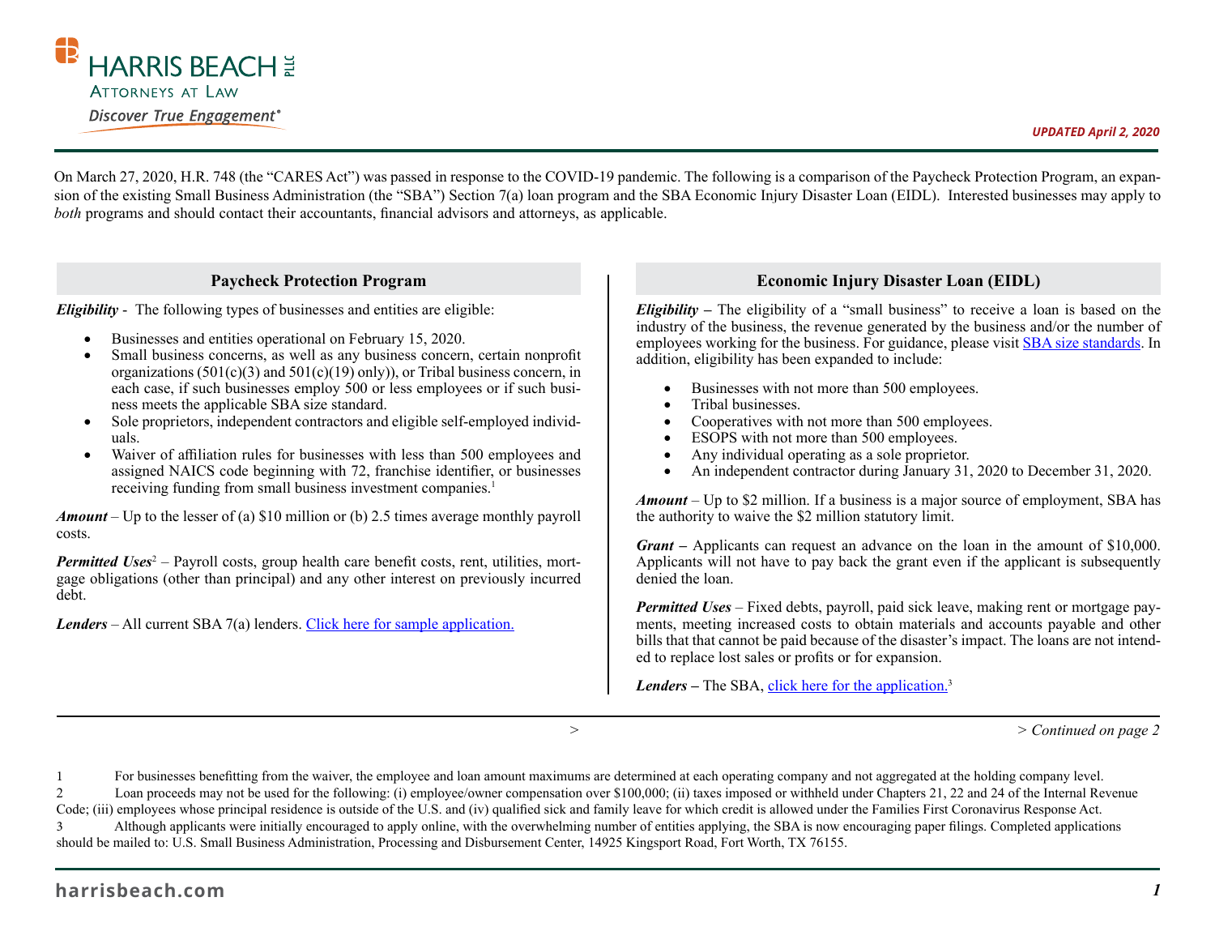UPDATED April 2, 2020

On March 27, 2020, H.R. 748 (the "CARES Act") was passed in response to the COVID-19 pandemic. The following is a comparison of the Paycheck Protection Program, an expansion of the existing Small Business Administration (the "SBA") Section 7(a) loan program and the SBA Economic Injury Disaster Loan (EIDL). Interested businesses may apply to *both* programs and should contact their accountants, financial advisors and attorneys, as applicable.

## Paycheck Protection Program

***Eligibility*** - The following types of businesses and entities are eligible:

- Businesses and entities operational on February 15, 2020.
- Small business concerns, as well as any business concern, certain nonprofit organizations (501(c)(3) and 501(c)(19) only)), or Tribal business concern, in each case, if such businesses employ 500 or less employees or if such business meets the applicable SBA size standard.
- Sole proprietors, independent contractors and eligible self-employed individuals.
- Waiver of affiliation rules for businesses with less than 500 employees and assigned NAICS code beginning with 72, franchise identifier, or businesses receiving funding from small business investment companies.[1]

***Amount*** – Up to the lesser of (a) $10 million or (b) 2.5 times average monthly payroll costs.

***Permitted Uses***[2] – Payroll costs, group health care benefit costs, rent, utilities, mortgage obligations (other than principal) and any other interest on previously incurred debt.

***Lenders*** – All current SBA 7(a) lenders. Click here for sample application.

## Economic Injury Disaster Loan (EIDL)

***Eligibility*** – The eligibility of a "small business" to receive a loan is based on the industry of the business, the revenue generated by the business and/or the number of employees working for the business. For guidance, please visit SBA size standards. In addition, eligibility has been expanded to include:

- Businesses with not more than 500 employees.
- Tribal businesses.
- Cooperatives with not more than 500 employees.
- ESOPS with not more than 500 employees.
- Any individual operating as a sole proprietor.
- An independent contractor during January 31, 2020 to December 31, 2020.

***Amount*** – Up to $2 million. If a business is a major source of employment, SBA has the authority to waive the $2 million statutory limit.

***Grant*** – Applicants can request an advance on the loan in the amount of $10,000. Applicants will not have to pay back the grant even if the applicant is subsequently denied the loan.

***Permitted Uses*** – Fixed debts, payroll, paid sick leave, making rent or mortgage payments, meeting increased costs to obtain materials and accounts payable and other bills that that cannot be paid because of the disaster's impact. The loans are not intended to replace lost sales or profits or for expansion.

***Lenders*** – The SBA, click here for the application.[3]

> *Continued on page 2*

1 For businesses benefitting from the waiver, the employee and loan amount maximums are determined at each operating company and not aggregated at the holding company level.

2 Loan proceeds may not be used for the following: (i) employee/owner compensation over $100,000; (ii) taxes imposed or withheld under Chapters 21, 22 and 24 of the Internal Revenue Code; (iii) employees whose principal residence is outside of the U.S. and (iv) qualified sick and family leave for which credit is allowed under the Families First Coronavirus Response Act.

3 Although applicants were initially encouraged to apply online, with the overwhelming number of entities applying, the SBA is now encouraging paper filings. Completed applications should be mailed to: U.S. Small Business Administration, Processing and Disbursement Center, 14925 Kingsport Road, Fort Worth, TX 76155.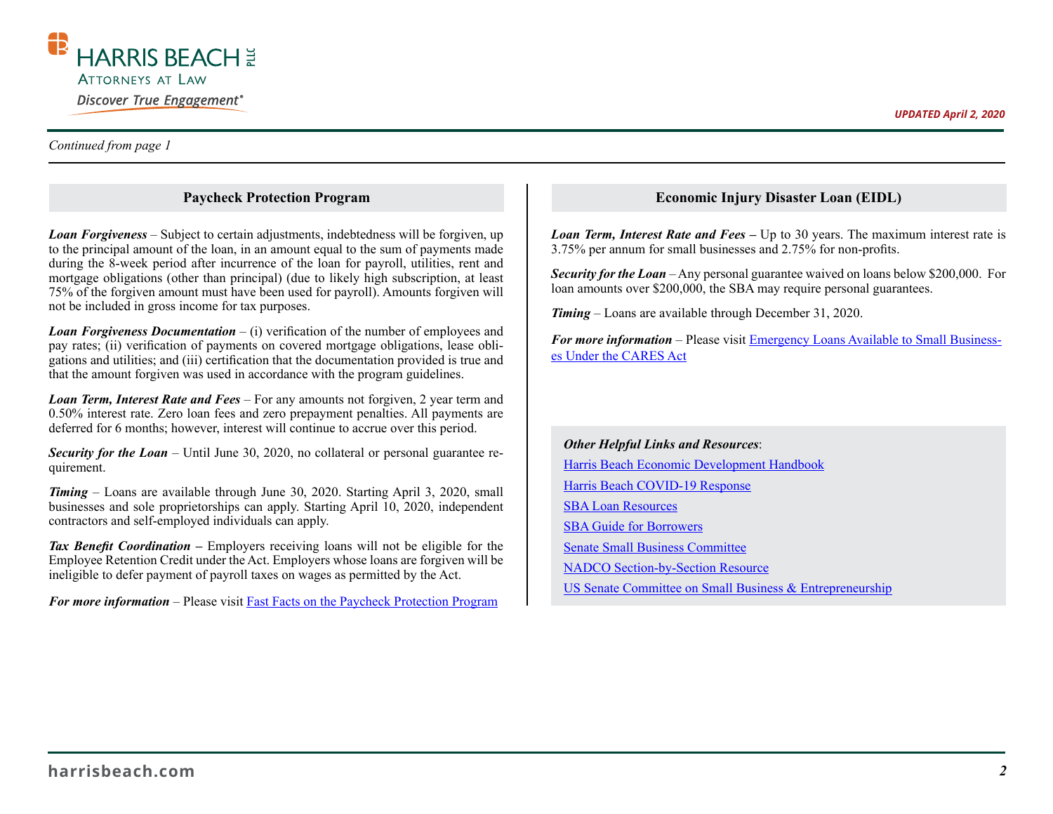*UPDATED April 2, 2020*

*Continued from page 1*

## Paycheck Protection Program

***Loan Forgiveness*** – Subject to certain adjustments, indebtedness will be forgiven, up to the principal amount of the loan, in an amount equal to the sum of payments made during the 8-week period after incurrence of the loan for payroll, utilities, rent and mortgage obligations (other than principal) (due to likely high subscription, at least 75% of the forgiven amount must have been used for payroll). Amounts forgiven will not be included in gross income for tax purposes.

***Loan Forgiveness Documentation*** – (i) verification of the number of employees and pay rates; (ii) verification of payments on covered mortgage obligations, lease obligations and utilities; and (iii) certification that the documentation provided is true and that the amount forgiven was used in accordance with the program guidelines.

***Loan Term, Interest Rate and Fees*** – For any amounts not forgiven, 2 year term and 0.50% interest rate. Zero loan fees and zero prepayment penalties. All payments are deferred for 6 months; however, interest will continue to accrue over this period.

***Security for the Loan*** – Until June 30, 2020, no collateral or personal guarantee requirement.

***Timing*** – Loans are available through June 30, 2020. Starting April 3, 2020, small businesses and sole proprietorships can apply. Starting April 10, 2020, independent contractors and self-employed individuals can apply.

***Tax Benefit Coordination*** – Employers receiving loans will not be eligible for the Employee Retention Credit under the Act. Employers whose loans are forgiven will be ineligible to defer payment of payroll taxes on wages as permitted by the Act.

***For more information*** – Please visit Fast Facts on the Paycheck Protection Program

## Economic Injury Disaster Loan (EIDL)

***Loan Term, Interest Rate and Fees*** – Up to 30 years. The maximum interest rate is 3.75% per annum for small businesses and 2.75% for non-profits.

***Security for the Loan*** – Any personal guarantee waived on loans below $200,000. For loan amounts over $200,000, the SBA may require personal guarantees.

***Timing*** – Loans are available through December 31, 2020.

***For more information*** – Please visit Emergency Loans Available to Small Businesses Under the CARES Act

***Other Helpful Links and Resources***:

- Harris Beach Economic Development Handbook
- Harris Beach COVID-19 Response
- SBA Loan Resources
- SBA Guide for Borrowers
- Senate Small Business Committee
- NADCO Section-by-Section Resource
- US Senate Committee on Small Business & Entrepreneurship